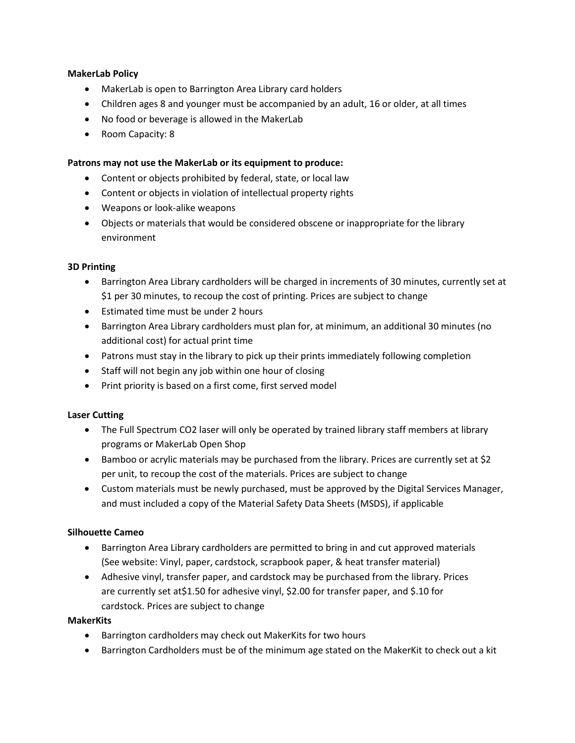**MakerLab Policy**

- MakerLab is open to Barrington Area Library card holders
- Children ages 8 and younger must be accompanied by an adult, 16 or older, at all times
- No food or beverage is allowed in the MakerLab
- Room Capacity: 8

**Patrons may not use the MakerLab or its equipment to produce:**

- Content or objects prohibited by federal, state, or local law
- Content or objects in violation of intellectual property rights
- Weapons or look-alike weapons
- Objects or materials that would be considered obscene or inappropriate for the library environment

**3D Printing**

- Barrington Area Library cardholders will be charged in increments of 30 minutes, currently set at $1 per 30 minutes, to recoup the cost of printing. Prices are subject to change
- Estimated time must be under 2 hours
- Barrington Area Library cardholders must plan for, at minimum, an additional 30 minutes (no additional cost) for actual print time
- Patrons must stay in the library to pick up their prints immediately following completion
- Staff will not begin any job within one hour of closing
- Print priority is based on a first come, first served model

**Laser Cutting**

- The Full Spectrum CO2 laser will only be operated by trained library staff members at library programs or MakerLab Open Shop
- Bamboo or acrylic materials may be purchased from the library. Prices are currently set at $2 per unit, to recoup the cost of the materials. Prices are subject to change
- Custom materials must be newly purchased, must be approved by the Digital Services Manager, and must included a copy of the Material Safety Data Sheets (MSDS), if applicable

**Silhouette Cameo**

- Barrington Area Library cardholders are permitted to bring in and cut approved materials (See website: Vinyl, paper, cardstock, scrapbook paper, & heat transfer material)
- Adhesive vinyl, transfer paper, and cardstock may be purchased from the library. Prices are currently set at$1.50 for adhesive vinyl, $2.00 for transfer paper, and $.10 for cardstock. Prices are subject to change

**MakerKits**

- Barrington cardholders may check out MakerKits for two hours
- Barrington Cardholders must be of the minimum age stated on the MakerKit to check out a kit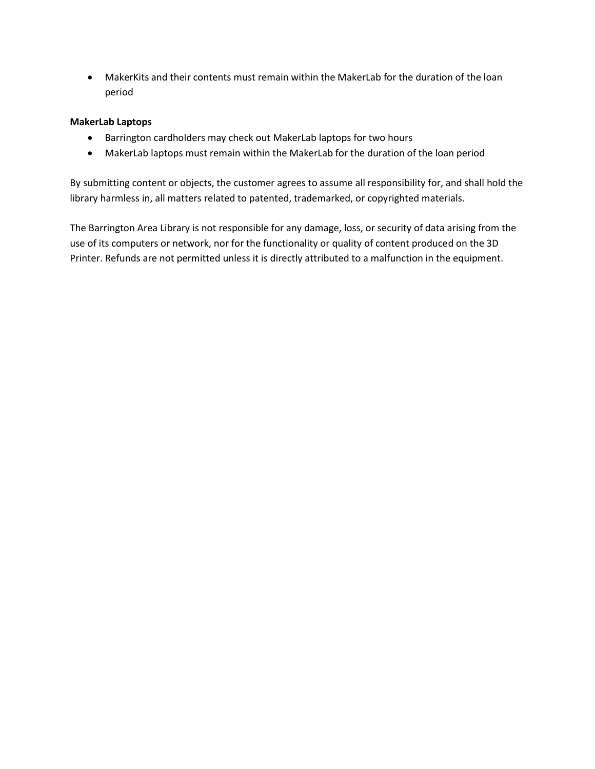- MakerKits and their contents must remain within the MakerLab for the duration of the loan period

**MakerLab Laptops**

- Barrington cardholders may check out MakerLab laptops for two hours
- MakerLab laptops must remain within the MakerLab for the duration of the loan period

By submitting content or objects, the customer agrees to assume all responsibility for, and shall hold the library harmless in, all matters related to patented, trademarked, or copyrighted materials.

The Barrington Area Library is not responsible for any damage, loss, or security of data arising from the use of its computers or network, nor for the functionality or quality of content produced on the 3D Printer. Refunds are not permitted unless it is directly attributed to a malfunction in the equipment.